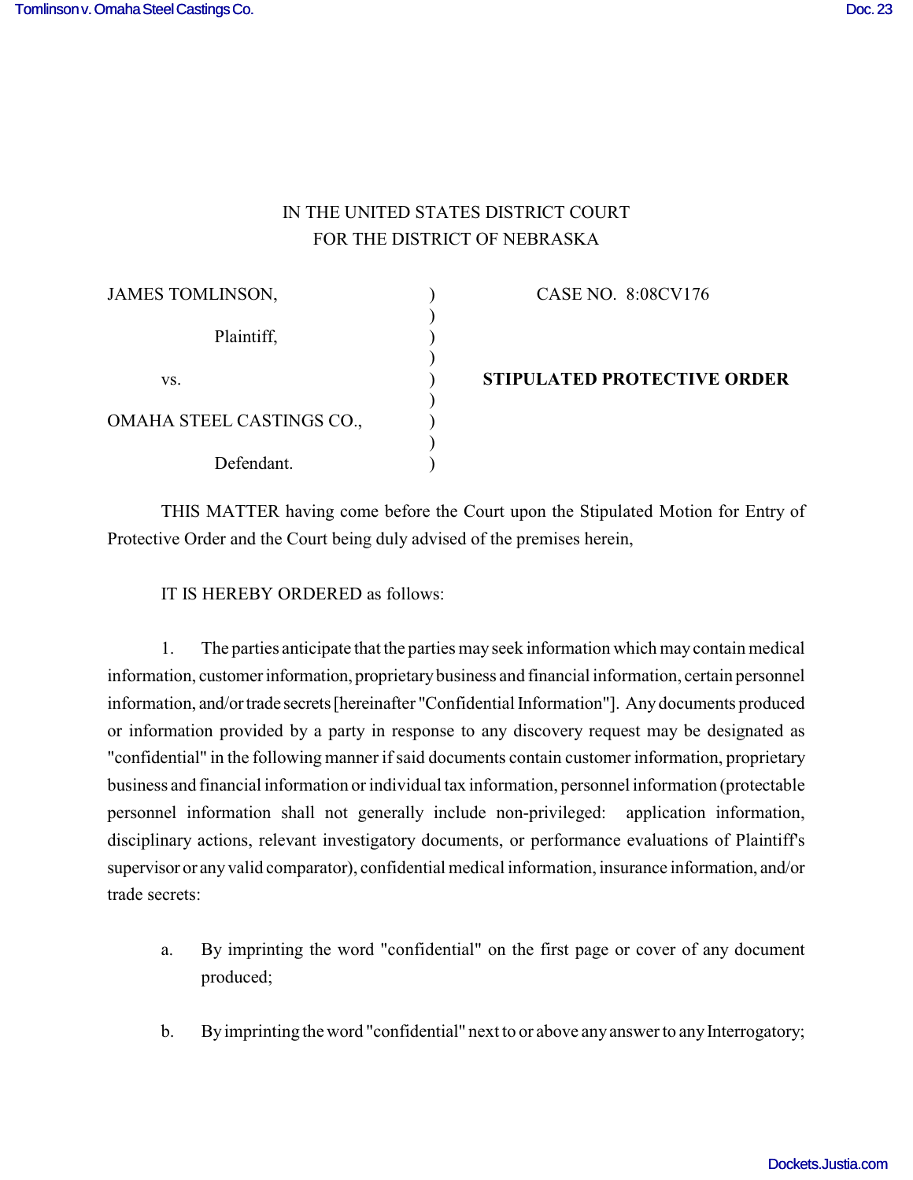IN THE UNITED STATES DISTRICT COURT
FOR THE DISTRICT OF NEBRASKA

| | | |
|---|---|---|
| JAMES TOMLINSON,<br><br>Plaintiff,<br><br>vs.<br><br>OMAHA STEEL CASTINGS CO.,<br><br>Defendant. | ) | CASE NO. 8:08CV176<br><br>**STIPULATED PROTECTIVE ORDER** |

THIS MATTER having come before the Court upon the Stipulated Motion for Entry of Protective Order and the Court being duly advised of the premises herein,

IT IS HEREBY ORDERED as follows:

1. The parties anticipate that the parties may seek information which may contain medical information, customer information, proprietary business and financial information, certain personnel information, and/or trade secrets [hereinafter "Confidential Information"]. Any documents produced or information provided by a party in response to any discovery request may be designated as "confidential" in the following manner if said documents contain customer information, proprietary business and financial information or individual tax information, personnel information (protectable personnel information shall not generally include non-privileged: application information, disciplinary actions, relevant investigatory documents, or performance evaluations of Plaintiff's supervisor or any valid comparator), confidential medical information, insurance information, and/or trade secrets:

   a. By imprinting the word "confidential" on the first page or cover of any document produced;

   b. By imprinting the word "confidential" next to or above any answer to any Interrogatory;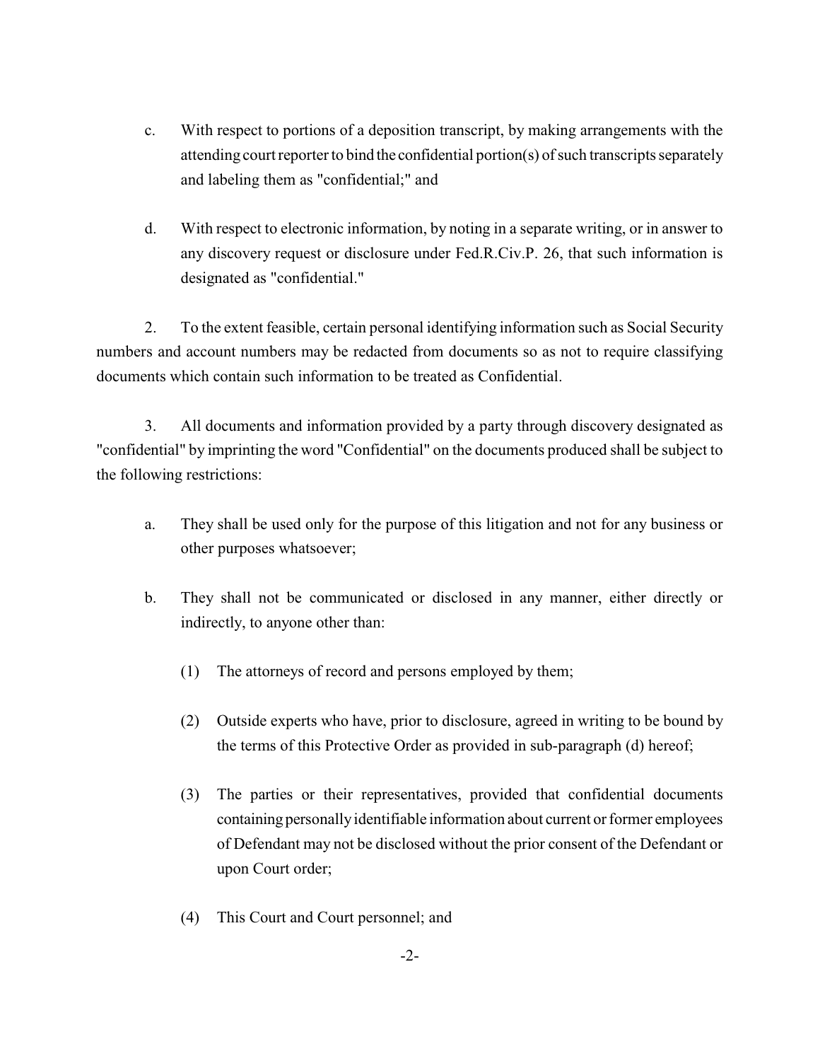c. With respect to portions of a deposition transcript, by making arrangements with the attending court reporter to bind the confidential portion(s) of such transcripts separately and labeling them as "confidential;" and

d. With respect to electronic information, by noting in a separate writing, or in answer to any discovery request or disclosure under Fed.R.Civ.P. 26, that such information is designated as "confidential."

2. To the extent feasible, certain personal identifying information such as Social Security numbers and account numbers may be redacted from documents so as not to require classifying documents which contain such information to be treated as Confidential.

3. All documents and information provided by a party through discovery designated as "confidential" by imprinting the word "Confidential" on the documents produced shall be subject to the following restrictions:

a. They shall be used only for the purpose of this litigation and not for any business or other purposes whatsoever;

b. They shall not be communicated or disclosed in any manner, either directly or indirectly, to anyone other than:

(1) The attorneys of record and persons employed by them;

(2) Outside experts who have, prior to disclosure, agreed in writing to be bound by the terms of this Protective Order as provided in sub-paragraph (d) hereof;

(3) The parties or their representatives, provided that confidential documents containing personally identifiable information about current or former employees of Defendant may not be disclosed without the prior consent of the Defendant or upon Court order;

(4) This Court and Court personnel; and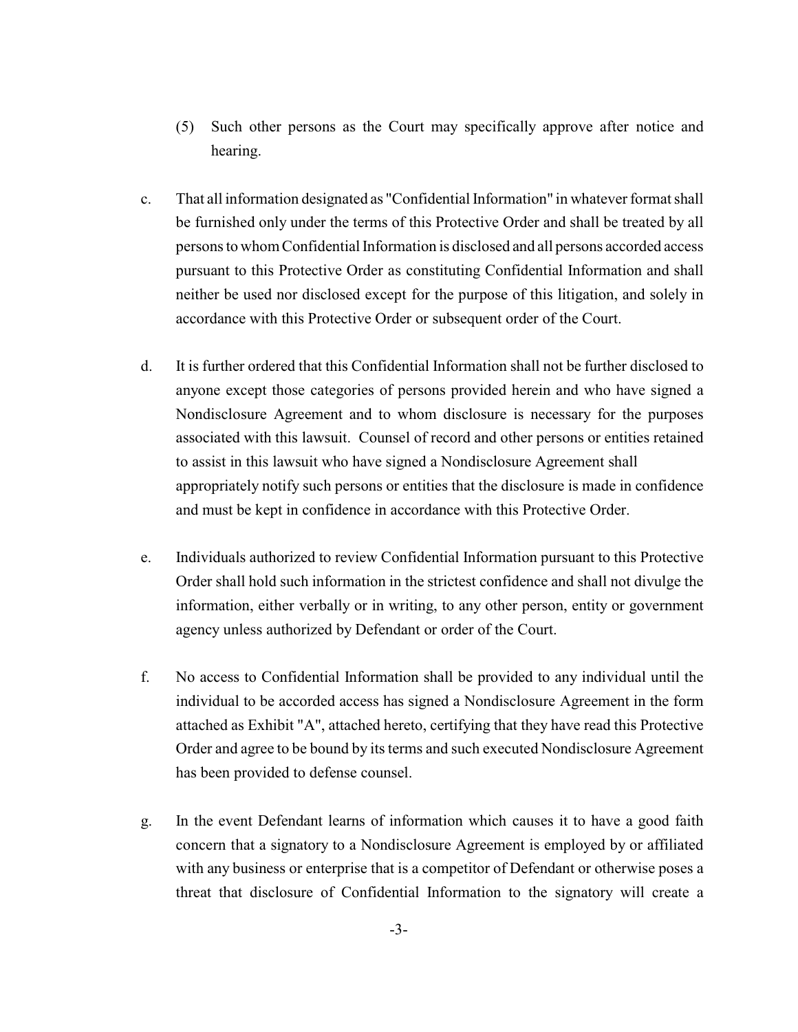(5) Such other persons as the Court may specifically approve after notice and hearing.

c. That all information designated as "Confidential Information" in whatever format shall be furnished only under the terms of this Protective Order and shall be treated by all persons to whom Confidential Information is disclosed and all persons accorded access pursuant to this Protective Order as constituting Confidential Information and shall neither be used nor disclosed except for the purpose of this litigation, and solely in accordance with this Protective Order or subsequent order of the Court.

d. It is further ordered that this Confidential Information shall not be further disclosed to anyone except those categories of persons provided herein and who have signed a Nondisclosure Agreement and to whom disclosure is necessary for the purposes associated with this lawsuit. Counsel of record and other persons or entities retained to assist in this lawsuit who have signed a Nondisclosure Agreement shall appropriately notify such persons or entities that the disclosure is made in confidence and must be kept in confidence in accordance with this Protective Order.

e. Individuals authorized to review Confidential Information pursuant to this Protective Order shall hold such information in the strictest confidence and shall not divulge the information, either verbally or in writing, to any other person, entity or government agency unless authorized by Defendant or order of the Court.

f. No access to Confidential Information shall be provided to any individual until the individual to be accorded access has signed a Nondisclosure Agreement in the form attached as Exhibit "A", attached hereto, certifying that they have read this Protective Order and agree to be bound by its terms and such executed Nondisclosure Agreement has been provided to defense counsel.

g. In the event Defendant learns of information which causes it to have a good faith concern that a signatory to a Nondisclosure Agreement is employed by or affiliated with any business or enterprise that is a competitor of Defendant or otherwise poses a threat that disclosure of Confidential Information to the signatory will create a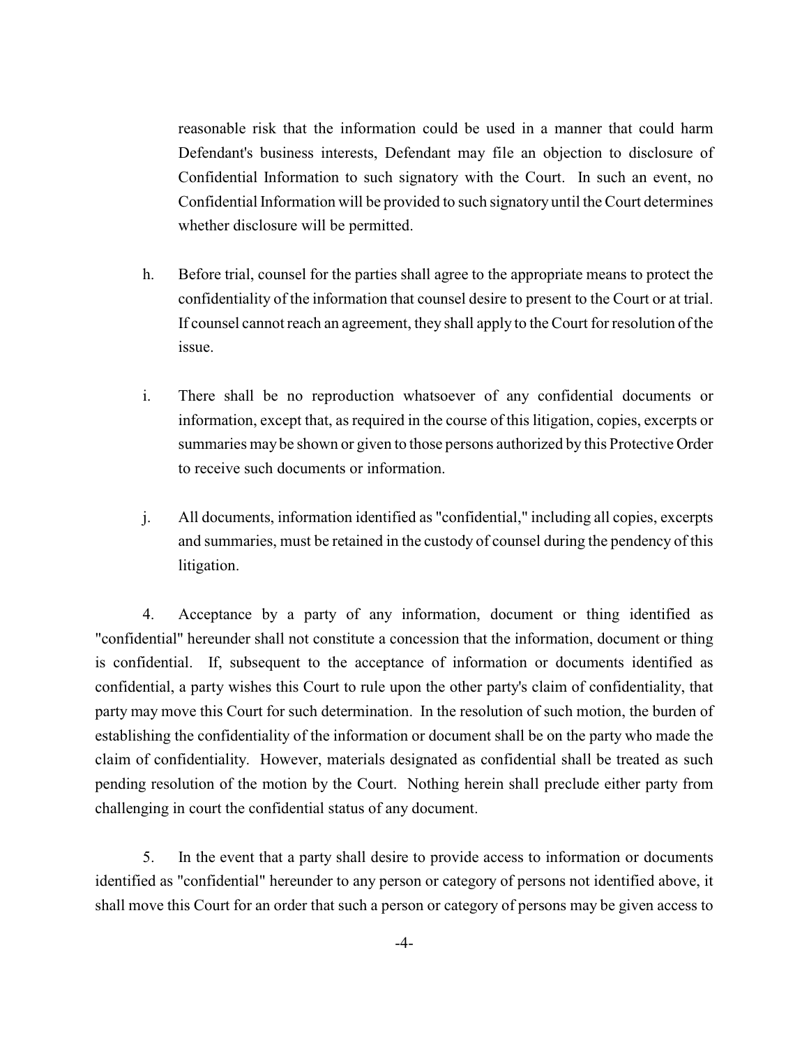reasonable risk that the information could be used in a manner that could harm Defendant's business interests, Defendant may file an objection to disclosure of Confidential Information to such signatory with the Court. In such an event, no Confidential Information will be provided to such signatory until the Court determines whether disclosure will be permitted.

h. Before trial, counsel for the parties shall agree to the appropriate means to protect the confidentiality of the information that counsel desire to present to the Court or at trial. If counsel cannot reach an agreement, they shall apply to the Court for resolution of the issue.

i. There shall be no reproduction whatsoever of any confidential documents or information, except that, as required in the course of this litigation, copies, excerpts or summaries may be shown or given to those persons authorized by this Protective Order to receive such documents or information.

j. All documents, information identified as "confidential," including all copies, excerpts and summaries, must be retained in the custody of counsel during the pendency of this litigation.

4. Acceptance by a party of any information, document or thing identified as "confidential" hereunder shall not constitute a concession that the information, document or thing is confidential. If, subsequent to the acceptance of information or documents identified as confidential, a party wishes this Court to rule upon the other party's claim of confidentiality, that party may move this Court for such determination. In the resolution of such motion, the burden of establishing the confidentiality of the information or document shall be on the party who made the claim of confidentiality. However, materials designated as confidential shall be treated as such pending resolution of the motion by the Court. Nothing herein shall preclude either party from challenging in court the confidential status of any document.

5. In the event that a party shall desire to provide access to information or documents identified as "confidential" hereunder to any person or category of persons not identified above, it shall move this Court for an order that such a person or category of persons may be given access to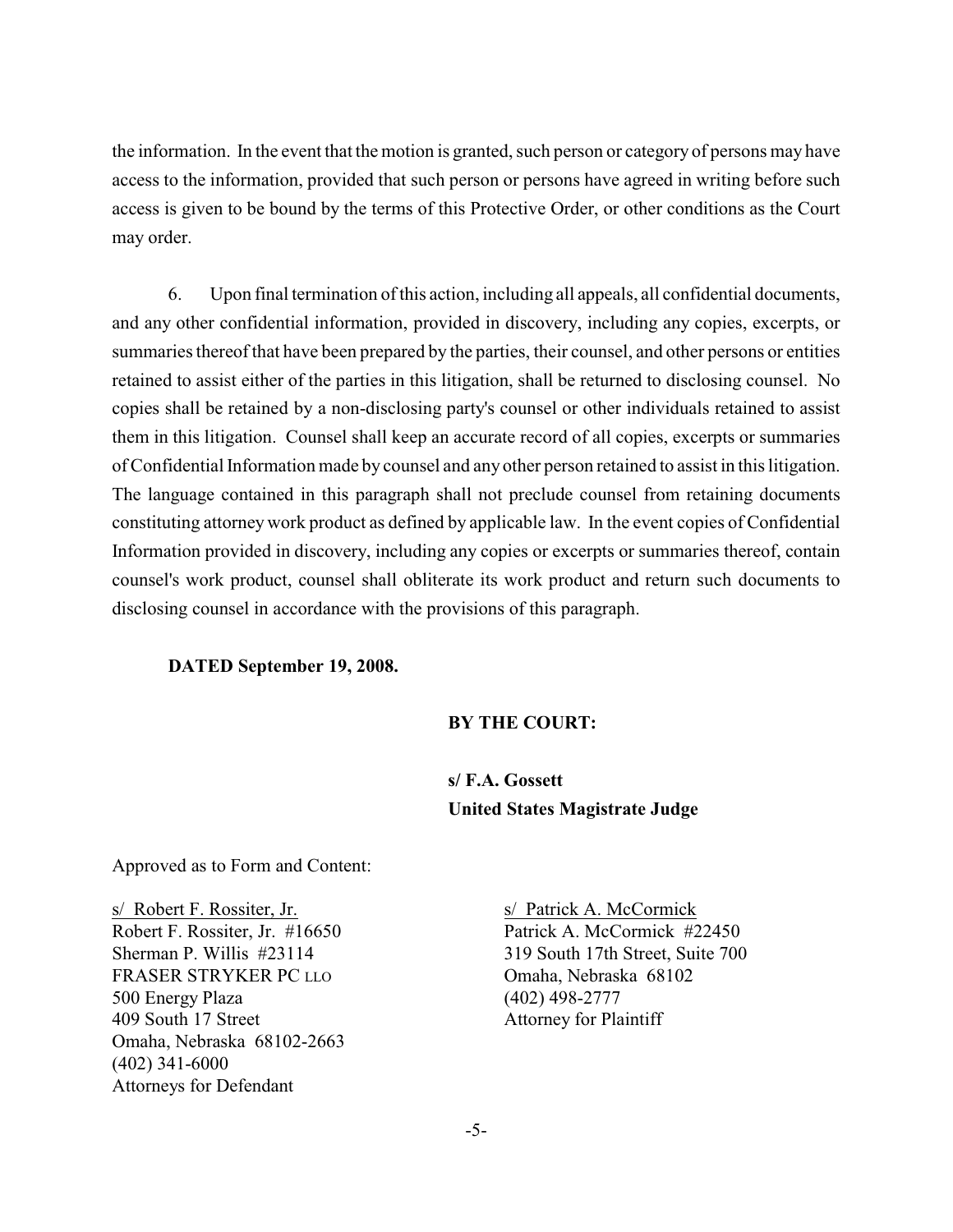the information. In the event that the motion is granted, such person or category of persons may have access to the information, provided that such person or persons have agreed in writing before such access is given to be bound by the terms of this Protective Order, or other conditions as the Court may order.

6. Upon final termination of this action, including all appeals, all confidential documents, and any other confidential information, provided in discovery, including any copies, excerpts, or summaries thereof that have been prepared by the parties, their counsel, and other persons or entities retained to assist either of the parties in this litigation, shall be returned to disclosing counsel. No copies shall be retained by a non-disclosing party's counsel or other individuals retained to assist them in this litigation. Counsel shall keep an accurate record of all copies, excerpts or summaries of Confidential Information made by counsel and any other person retained to assist in this litigation. The language contained in this paragraph shall not preclude counsel from retaining documents constituting attorney work product as defined by applicable law. In the event copies of Confidential Information provided in discovery, including any copies or excerpts or summaries thereof, contain counsel's work product, counsel shall obliterate its work product and return such documents to disclosing counsel in accordance with the provisions of this paragraph.

**DATED September 19, 2008.**

**BY THE COURT:**

**s/ F.A. Gossett**
**United States Magistrate Judge**

Approved as to Form and Content:

s/ Robert F. Rossiter, Jr.
Robert F. Rossiter, Jr. #16650
Sherman P. Willis #23114
FRASER STRYKER PC LLO
500 Energy Plaza
409 South 17 Street
Omaha, Nebraska 68102-2663
(402) 341-6000
Attorneys for Defendant

s/ Patrick A. McCormick
Patrick A. McCormick #22450
319 South 17th Street, Suite 700
Omaha, Nebraska 68102
(402) 498-2777
Attorney for Plaintiff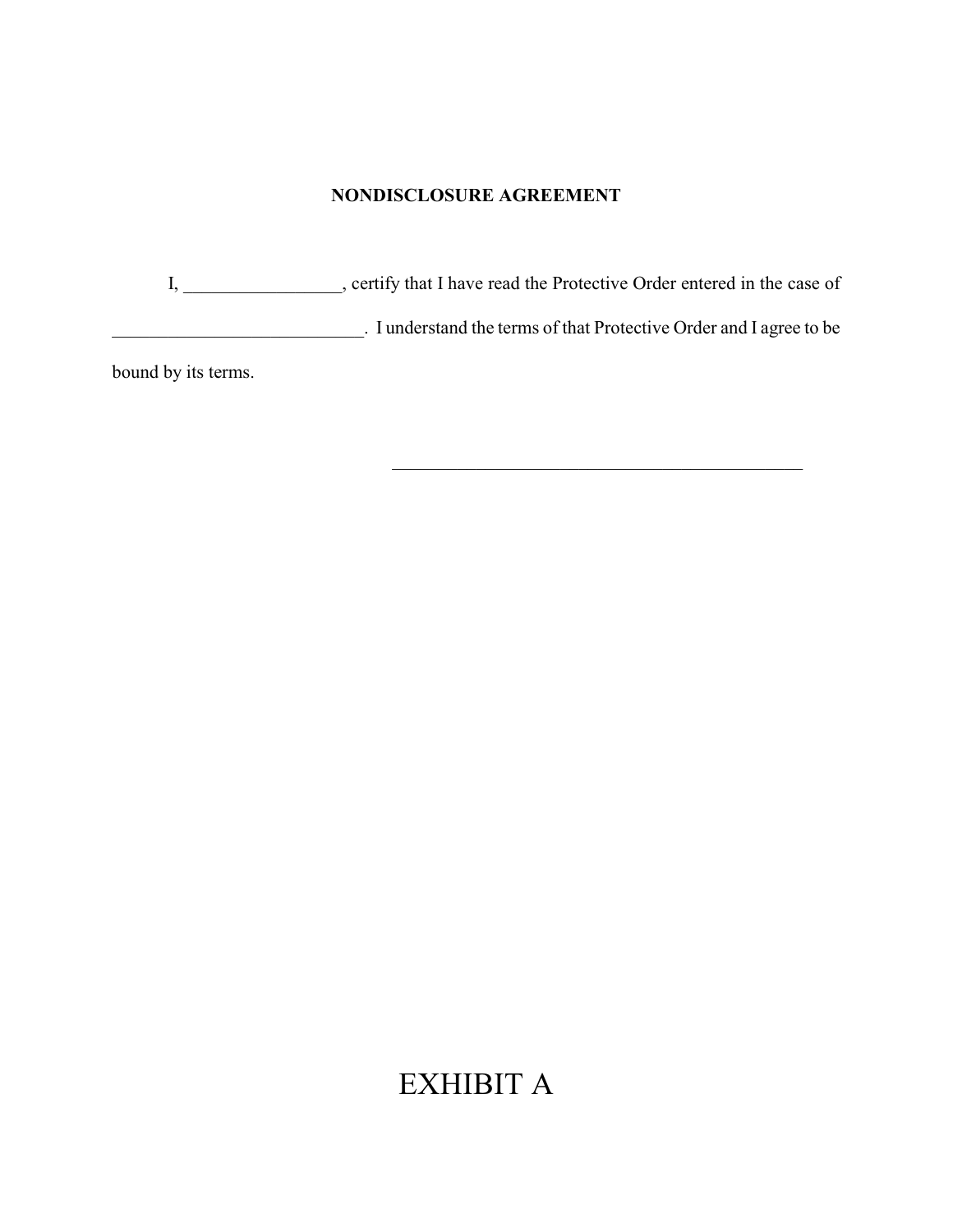**NONDISCLOSURE AGREEMENT**

I, _________________, certify that I have read the Protective Order entered in the case of ____________________________. I understand the terms of that Protective Order and I agree to be bound by its terms.

_____________________________________________

EXHIBIT A